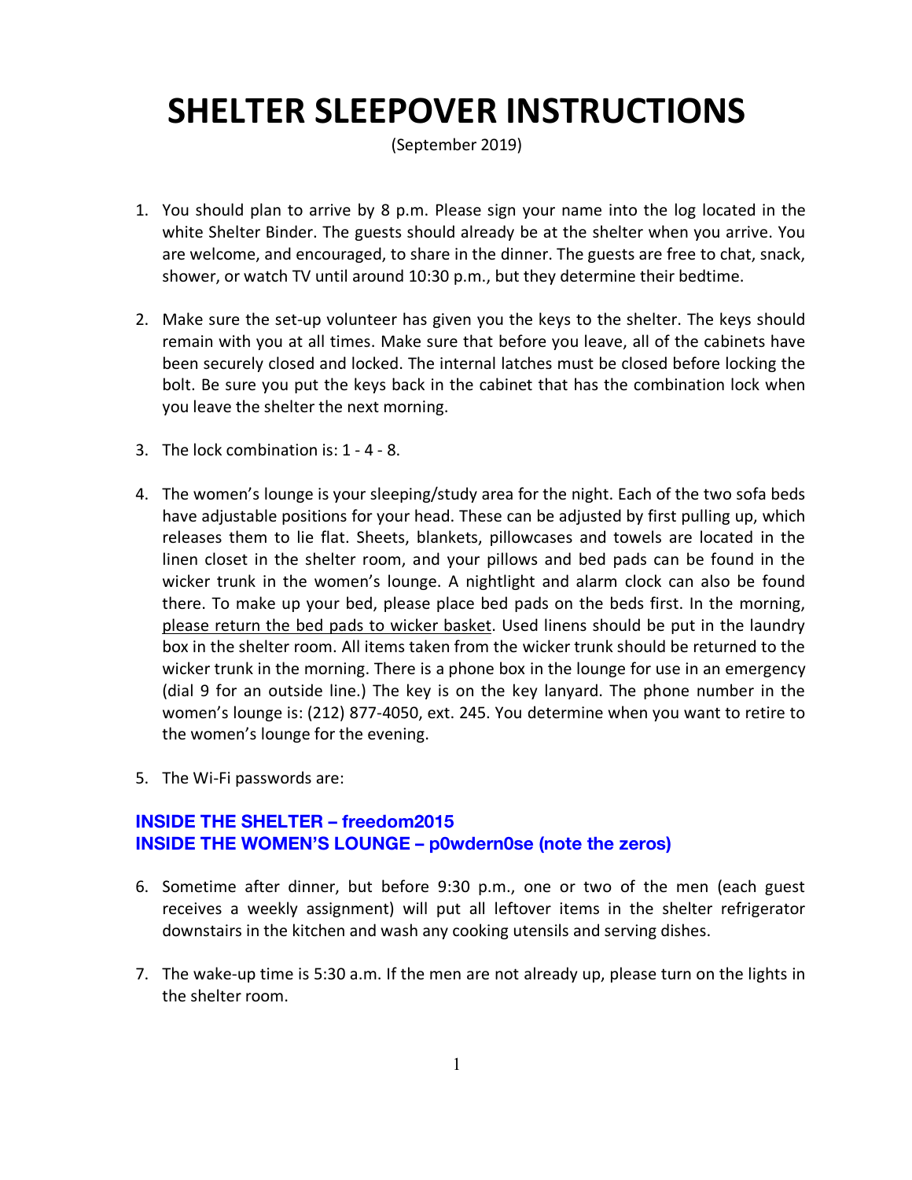# SHELTER SLEEPOVER INSTRUCTIONS

(September 2019)

1. You should plan to arrive by 8 p.m. Please sign your name into the log located in the white Shelter Binder. The guests should already be at the shelter when you arrive. You are welcome, and encouraged, to share in the dinner. The guests are free to chat, snack, shower, or watch TV until around 10:30 p.m., but they determine their bedtime.

2. Make sure the set-up volunteer has given you the keys to the shelter. The keys should remain with you at all times. Make sure that before you leave, all of the cabinets have been securely closed and locked. The internal latches must be closed before locking the bolt. Be sure you put the keys back in the cabinet that has the combination lock when you leave the shelter the next morning.

3. The lock combination is: 1 - 4 - 8.

4. The women's lounge is your sleeping/study area for the night. Each of the two sofa beds have adjustable positions for your head. These can be adjusted by first pulling up, which releases them to lie flat. Sheets, blankets, pillowcases and towels are located in the linen closet in the shelter room, and your pillows and bed pads can be found in the wicker trunk in the women's lounge. A nightlight and alarm clock can also be found there. To make up your bed, please place bed pads on the beds first. In the morning, <u>please return the bed pads to wicker basket</u>. Used linens should be put in the laundry box in the shelter room. All items taken from the wicker trunk should be returned to the wicker trunk in the morning. There is a phone box in the lounge for use in an emergency (dial 9 for an outside line.) The key is on the key lanyard. The phone number in the women's lounge is: (212) 877-4050, ext. 245. You determine when you want to retire to the women's lounge for the evening.

5. The Wi-Fi passwords are:

**INSIDE THE SHELTER – freedom2015**
**INSIDE THE WOMEN'S LOUNGE – p0wdern0se (note the zeros)**

6. Sometime after dinner, but before 9:30 p.m., one or two of the men (each guest receives a weekly assignment) will put all leftover items in the shelter refrigerator downstairs in the kitchen and wash any cooking utensils and serving dishes.

7. The wake-up time is 5:30 a.m. If the men are not already up, please turn on the lights in the shelter room.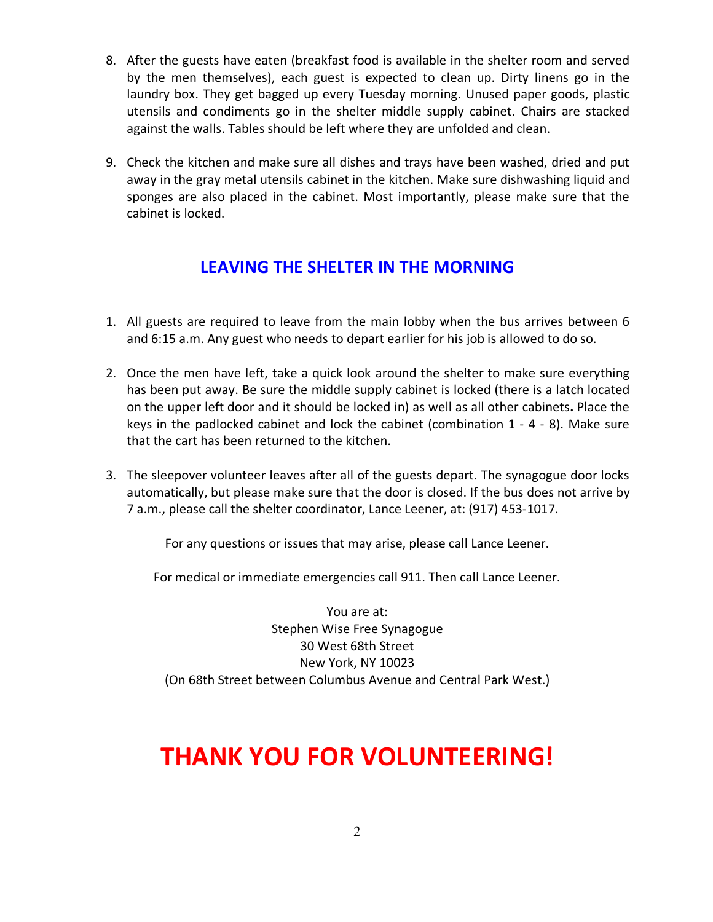8. After the guests have eaten (breakfast food is available in the shelter room and served by the men themselves), each guest is expected to clean up. Dirty linens go in the laundry box. They get bagged up every Tuesday morning. Unused paper goods, plastic utensils and condiments go in the shelter middle supply cabinet. Chairs are stacked against the walls. Tables should be left where they are unfolded and clean.

9. Check the kitchen and make sure all dishes and trays have been washed, dried and put away in the gray metal utensils cabinet in the kitchen. Make sure dishwashing liquid and sponges are also placed in the cabinet. Most importantly, please make sure that the cabinet is locked.

## LEAVING THE SHELTER IN THE MORNING

1. All guests are required to leave from the main lobby when the bus arrives between 6 and 6:15 a.m. Any guest who needs to depart earlier for his job is allowed to do so.

2. Once the men have left, take a quick look around the shelter to make sure everything has been put away. Be sure the middle supply cabinet is locked (there is a latch located on the upper left door and it should be locked in) as well as all other cabinets**.** Place the keys in the padlocked cabinet and lock the cabinet (combination 1 - 4 - 8). Make sure that the cart has been returned to the kitchen.

3. The sleepover volunteer leaves after all of the guests depart. The synagogue door locks automatically, but please make sure that the door is closed. If the bus does not arrive by 7 a.m., please call the shelter coordinator, Lance Leener, at: (917) 453-1017.

For any questions or issues that may arise, please call Lance Leener.

For medical or immediate emergencies call 911. Then call Lance Leener.

You are at:
Stephen Wise Free Synagogue
30 West 68th Street
New York, NY 10023
(On 68th Street between Columbus Avenue and Central Park West.)

# THANK YOU FOR VOLUNTEERING!